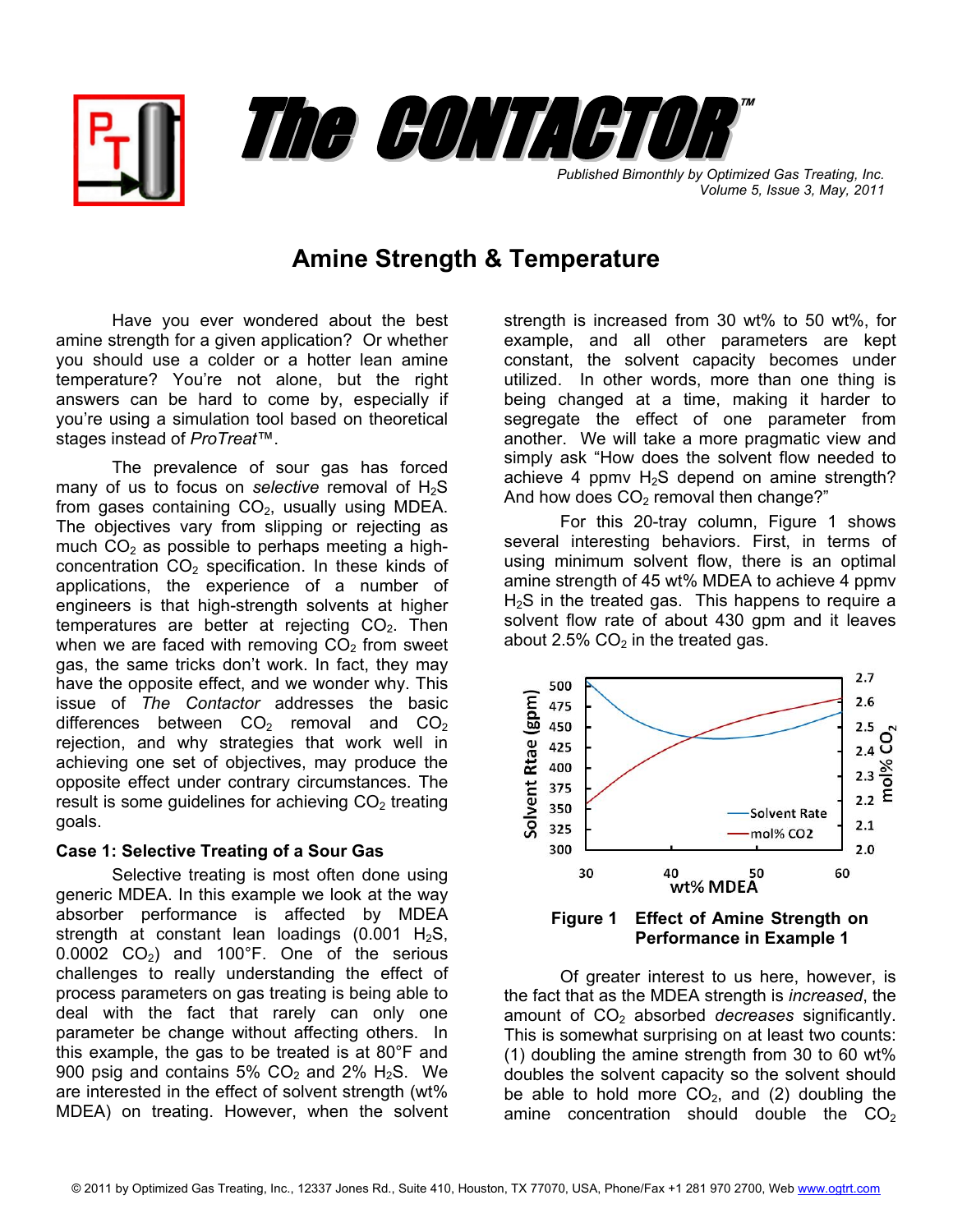# The CONTACTOR™

*Published Bimonthly by Optimized Gas Treating, Inc.*
*Volume 5, Issue 3, May, 2011*

## Amine Strength & Temperature

Have you ever wondered about the best amine strength for a given application? Or whether you should use a colder or a hotter lean amine temperature? You're not alone, but the right answers can be hard to come by, especially if you're using a simulation tool based on theoretical stages instead of *ProTreat*™.

The prevalence of sour gas has forced many of us to focus on *selective* removal of $H_2S$ from gases containing $CO_2$, usually using MDEA. The objectives vary from slipping or rejecting as much $CO_2$ as possible to perhaps meeting a high-concentration $CO_2$ specification. In these kinds of applications, the experience of a number of engineers is that high-strength solvents at higher temperatures are better at rejecting $CO_2$. Then when we are faced with removing $CO_2$ from sweet gas, the same tricks don't work. In fact, they may have the opposite effect, and we wonder why. This issue of *The Contactor* addresses the basic differences between $CO_2$ removal and $CO_2$ rejection, and why strategies that work well in achieving one set of objectives, may produce the opposite effect under contrary circumstances. The result is some guidelines for achieving $CO_2$ treating goals.

### Case 1: Selective Treating of a Sour Gas

Selective treating is most often done using generic MDEA. In this example we look at the way absorber performance is affected by MDEA strength at constant lean loadings (0.001 $H_2S$, 0.0002 $CO_2$) and 100°F. One of the serious challenges to really understanding the effect of process parameters on gas treating is being able to deal with the fact that rarely can only one parameter be change without affecting others. In this example, the gas to be treated is at 80°F and 900 psig and contains 5% $CO_2$ and 2% $H_2S$. We are interested in the effect of solvent strength (wt% MDEA) on treating. However, when the solvent strength is increased from 30 wt% to 50 wt%, for example, and all other parameters are kept constant, the solvent capacity becomes under utilized. In other words, more than one thing is being changed at a time, making it harder to segregate the effect of one parameter from another. We will take a more pragmatic view and simply ask "How does the solvent flow needed to achieve 4 ppmv $H_2S$ depend on amine strength? And how does $CO_2$ removal then change?"

For this 20-tray column, Figure 1 shows several interesting behaviors. First, in terms of using minimum solvent flow, there is an optimal amine strength of 45 wt% MDEA to achieve 4 ppmv $H_2S$ in the treated gas. This happens to require a solvent flow rate of about 430 gpm and it leaves about 2.5% $CO_2$ in the treated gas.

**Figure 1 Effect of Amine Strength on Performance in Example 1**

Of greater interest to us here, however, is the fact that as the MDEA strength is *increased*, the amount of $CO_2$ absorbed *decreases* significantly. This is somewhat surprising on at least two counts: (1) doubling the amine strength from 30 to 60 wt% doubles the solvent capacity so the solvent should be able to hold more $CO_2$, and (2) doubling the amine concentration should double the $CO_2$

© 2011 by Optimized Gas Treating, Inc., 12337 Jones Rd., Suite 410, Houston, TX 77070, USA, Phone/Fax +1 281 970 2700, Web www.ogtrt.com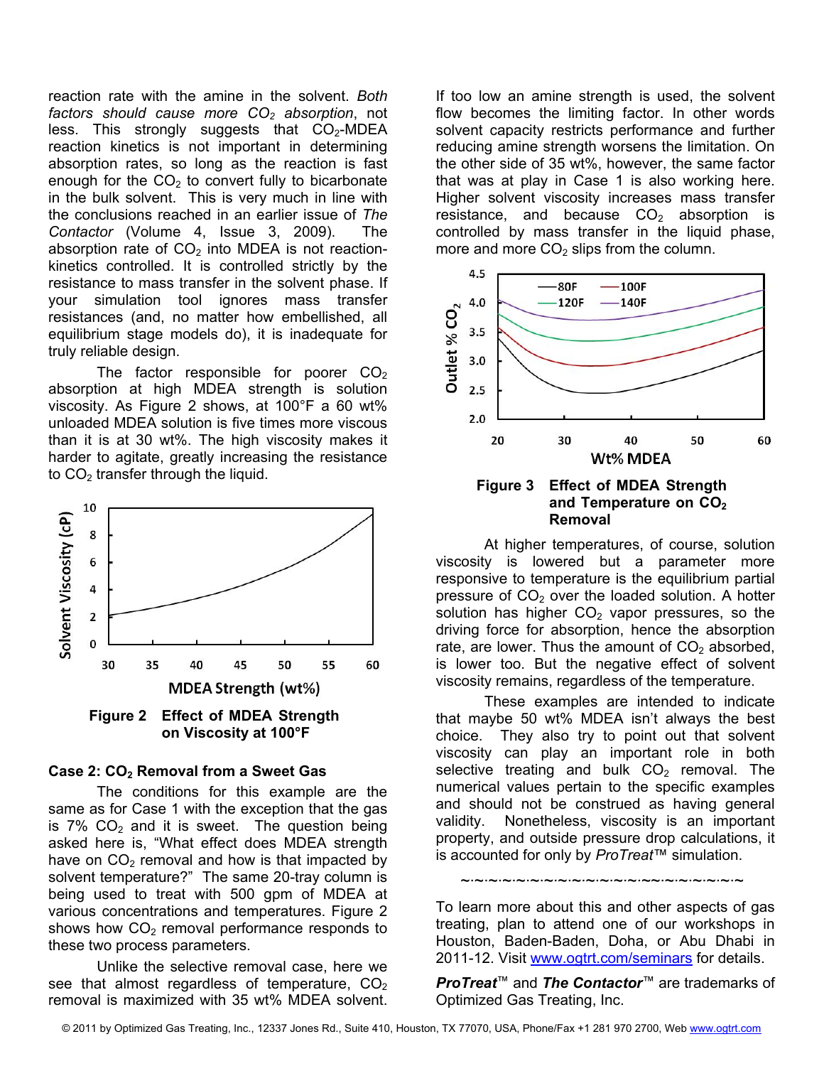reaction rate with the amine in the solvent. *Both factors should cause more $CO_2$ absorption*, not less. This strongly suggests that $CO_2$-MDEA reaction kinetics is not important in determining absorption rates, so long as the reaction is fast enough for the $CO_2$ to convert fully to bicarbonate in the bulk solvent. This is very much in line with the conclusions reached in an earlier issue of *The Contactor* (Volume 4, Issue 3, 2009). The absorption rate of $CO_2$ into MDEA is not reaction-kinetics controlled. It is controlled strictly by the resistance to mass transfer in the solvent phase. If your simulation tool ignores mass transfer resistances (and, no matter how embellished, all equilibrium stage models do), it is inadequate for truly reliable design.

The factor responsible for poorer $CO_2$ absorption at high MDEA strength is solution viscosity. As Figure 2 shows, at 100°F a 60 wt% unloaded MDEA solution is five times more viscous than it is at 30 wt%. The high viscosity makes it harder to agitate, greatly increasing the resistance to $CO_2$ transfer through the liquid.

Solvent Viscosity (cP)
10
8
6
4
2
0
30 35 40 45 50 55 60
MDEA Strength (wt%)

**Figure 2 Effect of MDEA Strength on Viscosity at 100°F**

### Case 2: $CO_2$ Removal from a Sweet Gas

The conditions for this example are the same as for Case 1 with the exception that the gas is 7% $CO_2$ and it is sweet. The question being asked here is, "What effect does MDEA strength have on $CO_2$ removal and how is that impacted by solvent temperature?" The same 20-tray column is being used to treat with 500 gpm of MDEA at various concentrations and temperatures. Figure 2 shows how $CO_2$ removal performance responds to these two process parameters.

Unlike the selective removal case, here we see that almost regardless of temperature, $CO_2$ removal is maximized with 35 wt% MDEA solvent. If too low an amine strength is used, the solvent flow becomes the limiting factor. In other words solvent capacity restricts performance and further reducing amine strength worsens the limitation. On the other side of 35 wt%, however, the same factor that was at play in Case 1 is also working here. Higher solvent viscosity increases mass transfer resistance, and because $CO_2$ absorption is controlled by mass transfer in the liquid phase, more and more $CO_2$ slips from the column.

Outlet % $CO_2$
4.5
4.0
3.5
3.0
2.5
2.0
20 30 40 50 60
Wt% MDEA
80F 100F 120F 140F

**Figure 3 Effect of MDEA Strength and Temperature on $CO_2$ Removal**

At higher temperatures, of course, solution viscosity is lowered but a parameter more responsive to temperature is the equilibrium partial pressure of $CO_2$ over the loaded solution. A hotter solution has higher $CO_2$ vapor pressures, so the driving force for absorption, hence the absorption rate, are lower. Thus the amount of $CO_2$ absorbed, is lower too. But the negative effect of solvent viscosity remains, regardless of the temperature.

These examples are intended to indicate that maybe 50 wt% MDEA isn't always the best choice. They also try to point out that solvent viscosity can play an important role in both selective treating and bulk $CO_2$ removal. The numerical values pertain to the specific examples and should not be construed as having general validity. Nonetheless, viscosity is an important property, and outside pressure drop calculations, it is accounted for only by *ProTreat*™ simulation.

~·~·~·~·~·~·~·~·~·~·~·~·~·~·~·~·~·~·~·~·~·~·~

To learn more about this and other aspects of gas treating, plan to attend one of our workshops in Houston, Baden-Baden, Doha, or Abu Dhabi in 2011-12. Visit [www.ogtrt.com/seminars](www.ogtrt.com/seminars) for details.

***ProTreat***™ and ***The Contactor***™ are trademarks of Optimized Gas Treating, Inc.

© 2011 by Optimized Gas Treating, Inc., 12337 Jones Rd., Suite 410, Houston, TX 77070, USA, Phone/Fax +1 281 970 2700, Web [www.ogtrt.com](www.ogtrt.com)